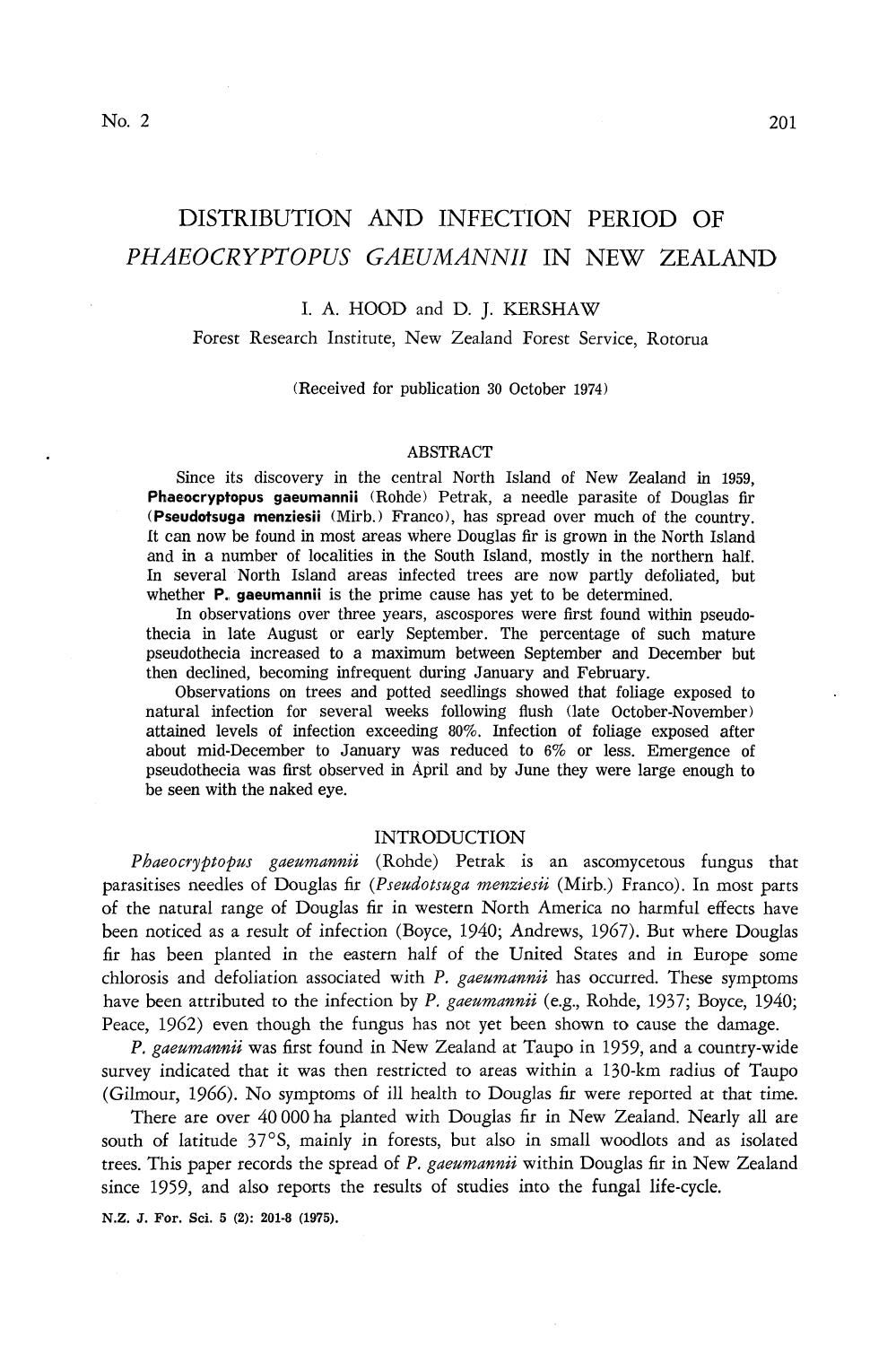# DISTRIBUTION AND INFECTION PERIOD OF *PHAEOCRYPTOPUS GAEUMANNII* IN NEW ZEALAND

I. A. HOOD and D. J. KERSHAW

Forest Research Institute, New Zealand Forest Service, Rotorua

(Received for publication 30 October 1974)

## ABSTRACT

Since its discovery in the central North Island of New Zealand in 1959, **Phaeocryptopus gaeumannii** (Rohde) Petrak, a needle parasite of Douglas fir (**Pseudotsuga menziesii** (Mirb.) Franco), has spread over much of the country. It can now be found in most areas where Douglas fir is grown in the North Island and in a number of localities in the South Island, mostly in the northern half. In several North Island areas infected trees are now partly defoliated, but whether **P. gaeumannii** is the prime cause has yet to be determined.

In observations over three years, ascospores were first found within pseudothecia in late August or early September. The percentage of such mature pseudothecia increased to a maximum between September and December but then declined, becoming infrequent during January and February.

Observations on trees and potted seedlings showed that foliage exposed to natural infection for several weeks following flush (late October-November) attained levels of infection exceeding 80%. Infection of foliage exposed after about mid-December to January was reduced to 6% or less. Emergence of pseudothecia was first observed in April and by June they were large enough to be seen with the naked eye.

## INTRODUCTION

*Phaeocryptopus gaeumannii* (Rohde) Petrak is an ascomycetous fungus that parasitises needles of Douglas fir (*Pseudotsuga menziesii* (Mirb.) Franco). In most parts of the natural range of Douglas fir in western North America no harmful effects have been noticed as a result of infection (Boyce, 1940; Andrews, 1967). But where Douglas fir has been planted in the eastern half of the United States and in Europe some chlorosis and defoliation associated with *P. gaeumannii* has occurred. These symptoms have been attributed to the infection by *P. gaeumannii* (e.g., Rohde, 1937; Boyce, 1940; Peace, 1962) even though the fungus has not yet been shown to cause the damage.

*P. gaeumannii* was first found in New Zealand at Taupo in 1959, and a country-wide survey indicated that it was then restricted to areas within a 130-km radius of Taupo (Gilmour, 1966). No symptoms of ill health to Douglas fir were reported at that time.

There are over 40 000 ha planted with Douglas fir in New Zealand. Nearly all are south of latitude 37°S, mainly in forests, but also in small woodlots and as isolated trees. This paper records the spread of *P. gaeumannii* within Douglas fir in New Zealand since 1959, and also reports the results of studies into the fungal life-cycle.

N.Z. J. For. Sci. 5 (2): 201-8 (1975).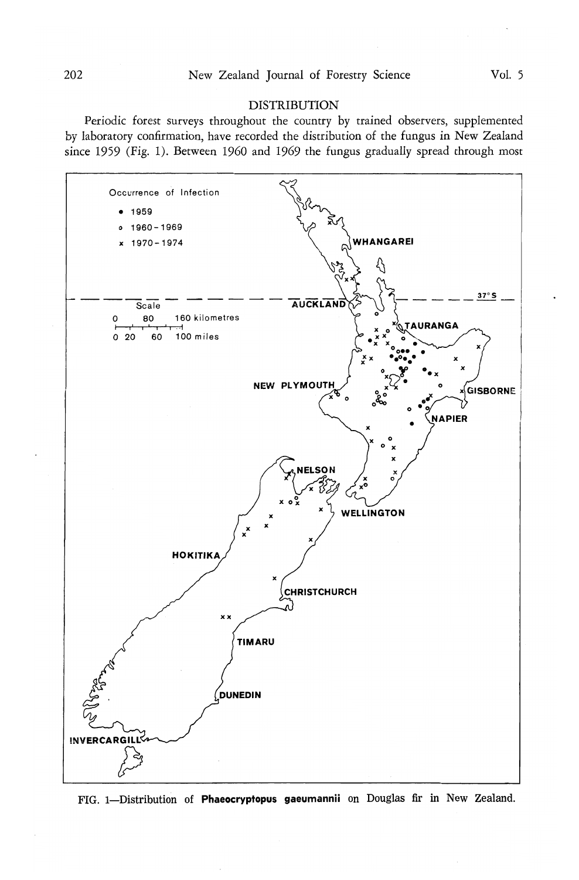## DISTRIBUTION

Periodic forest surveys throughout the country by trained observers, supplemented by laboratory confirmation, have recorded the distribution of the fungus in New Zealand since 1959 (Fig. 1). Between 1960 and 1969 the fungus gradually spread through most

FIG. 1—Distribution of **Phaeocryptopus gaeumannii** on Douglas fir in New Zealand.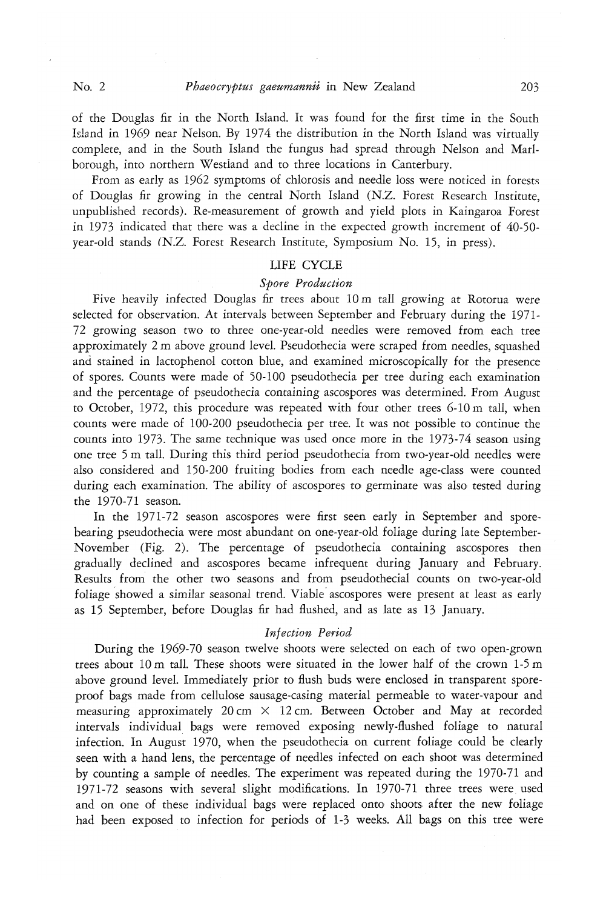of the Douglas fir in the North Island. It was found for the first time in the South Island in 1969 near Nelson. By 1974 the distribution in the North Island was virtually complete, and in the South Island the fungus had spread through Nelson and Marlborough, into northern Westland and to three locations in Canterbury.

From as early as 1962 symptoms of chlorosis and needle loss were noticed in forests of Douglas fir growing in the central North Island (N.Z. Forest Research Institute, unpublished records). Re-measurement of growth and yield plots in Kaingaroa Forest in 1973 indicated that there was a decline in the expected growth increment of 40-50-year-old stands (N.Z. Forest Research Institute, Symposium No. 15, in press).

## LIFE CYCLE

### *Spore Production*

Five heavily infected Douglas fir trees about 10 m tall growing at Rotorua were selected for observation. At intervals between September and February during the 1971-72 growing season two to three one-year-old needles were removed from each tree approximately 2 m above ground level. Pseudothecia were scraped from needles, squashed and stained in lactophenol cotton blue, and examined microscopically for the presence of spores. Counts were made of 50-100 pseudothecia per tree during each examination and the percentage of pseudothecia containing ascospores was determined. From August to October, 1972, this procedure was repeated with four other trees 6-10 m tall, when counts were made of 100-200 pseudothecia per tree. It was not possible to continue the counts into 1973. The same technique was used once more in the 1973-74 season using one tree 5 m tall. During this third period pseudothecia from two-year-old needles were also considered and 150-200 fruiting bodies from each needle age-class were counted during each examination. The ability of ascospores to germinate was also tested during the 1970-71 season.

In the 1971-72 season ascospores were first seen early in September and spore-bearing pseudothecia were most abundant on one-year-old foliage during late September-November (Fig. 2). The percentage of pseudothecia containing ascospores then gradually declined and ascospores became infrequent during January and February. Results from the other two seasons and from pseudothecial counts on two-year-old foliage showed a similar seasonal trend. Viable ascospores were present at least as early as 15 September, before Douglas fir had flushed, and as late as 13 January.

### *Infection Period*

During the 1969-70 season twelve shoots were selected on each of two open-grown trees about 10 m tall. These shoots were situated in the lower half of the crown 1-5 m above ground level. Immediately prior to flush buds were enclosed in transparent spore-proof bags made from cellulose sausage-casing material permeable to water-vapour and measuring approximately 20 cm × 12 cm. Between October and May at recorded intervals individual bags were removed exposing newly-flushed foliage to natural infection. In August 1970, when the pseudothecia on current foliage could be clearly seen with a hand lens, the percentage of needles infected on each shoot was determined by counting a sample of needles. The experiment was repeated during the 1970-71 and 1971-72 seasons with several slight modifications. In 1970-71 three trees were used and on one of these individual bags were replaced onto shoots after the new foliage had been exposed to infection for periods of 1-3 weeks. All bags on this tree were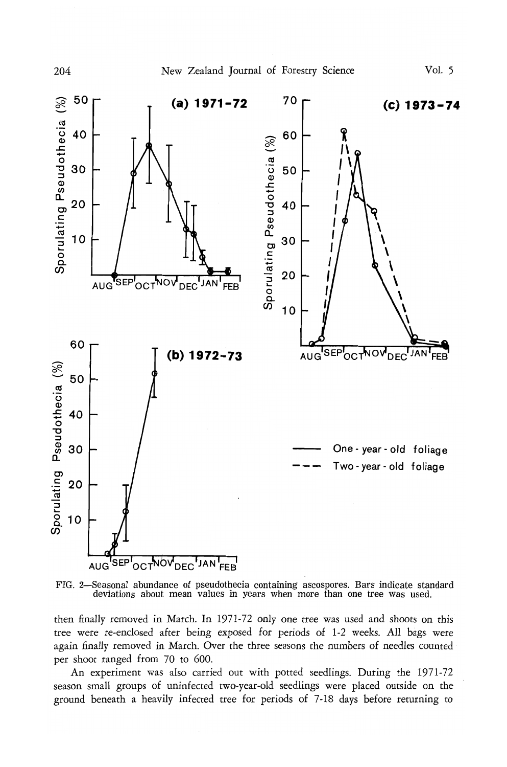FIG. 2—Seasonal abundance of pseudothecia containing ascospores. Bars indicate standard deviations about mean values in years when more than one tree was used.

then finally removed in March. In 1971-72 only one tree was used and shoots on this tree were re-enclosed after being exposed for periods of 1-2 weeks. All bags were again finally removed in March. Over the three seasons the numbers of needles counted per shoot ranged from 70 to 600.

An experiment was also carried out with potted seedlings. During the 1971-72 season small groups of uninfected two-year-old seedlings were placed outside on the ground beneath a heavily infected tree for periods of 7-18 days before returning to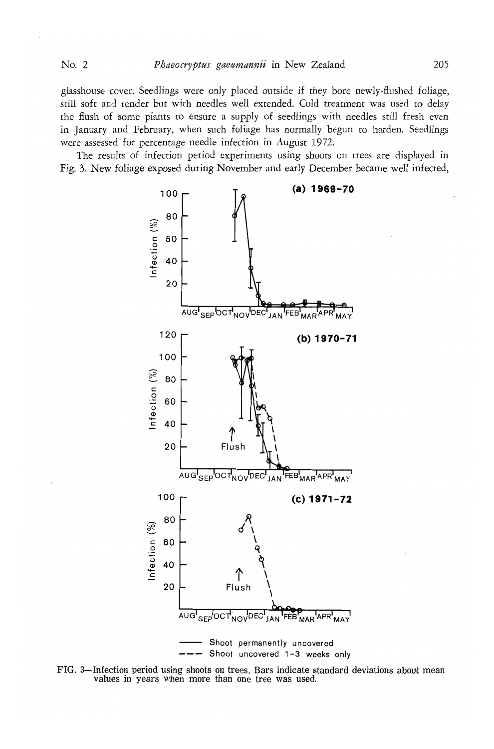glasshouse cover. Seedlings were only placed outside if they bore newly-flushed foliage, still soft and tender but with needles well extended. Cold treatment was used to delay the flush of some plants to ensure a supply of seedlings with needles still fresh even in January and February, when such foliage has normally begun to harden. Seedlings were assessed for percentage needle infection in August 1972.

The results of infection period experiments using shoots on trees are displayed in Fig. 3. New foliage exposed during November and early December became well infected,

FIG. 3—Infection period using shoots on trees. Bars indicate standard deviations about mean values in years when more than one tree was used.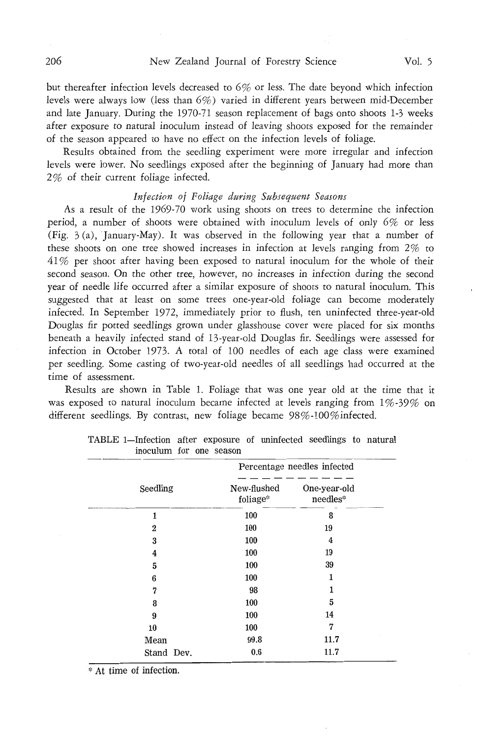but thereafter infection levels decreased to 6% or less. The date beyond which infection levels were always low (less than 6%) varied in different years between mid-December and late January. During the 1970-71 season replacement of bags onto shoots 1-3 weeks after exposure to natural inoculum instead of leaving shoots exposed for the remainder of the season appeared to have no effect on the infection levels of foliage.

Results obtained from the seedling experiment were more irregular and infection levels were lower. No seedlings exposed after the beginning of January had more than 2% of their current foliage infected.

### *Infection of Foliage during Subsequent Seasons*

As a result of the 1969-70 work using shoots on trees to determine the infection period, a number of shoots were obtained with inoculum levels of only 6% or less (Fig. 3 (a), January-May). It was observed in the following year that a number of these shoots on one tree showed increases in infection at levels ranging from 2% to 41% per shoot after having been exposed to natural inoculum for the whole of their second season. On the other tree, however, no increases in infection during the second year of needle life occurred after a similar exposure of shoots to natural inoculum. This suggested that at least on some trees one-year-old foliage can become moderately infected. In September 1972, immediately prior to flush, ten uninfected three-year-old Douglas fir potted seedlings grown under glasshouse cover were placed for six months beneath a heavily infected stand of 13-year-old Douglas fir. Seedlings were assessed for infection in October 1973. A total of 100 needles of each age class were examined per seedling. Some casting of two-year-old needles of all seedlings had occurred at the time of assessment.

Results are shown in Table 1. Foliage that was one year old at the time that it was exposed to natural inoculum became infected at levels ranging from 1%-39% on different seedlings. By contrast, new foliage became 98%-100%infected.

TABLE 1—Infection after exposure of uninfected seedlings to natural inoculum for one season

| Seedling | Percentage needles infected | |
|---|---|---|
| | New-flushed foliage* | One-year-old needles* |
| 1 | 100 | 8 |
| 2 | 100 | 19 |
| 3 | 100 | 4 |
| 4 | 100 | 19 |
| 5 | 100 | 39 |
| 6 | 100 | 1 |
| 7 | 98 | 1 |
| 8 | 100 | 5 |
| 9 | 100 | 14 |
| 10 | 100 | 7 |
| Mean | 99.8 | 11.7 |
| Stand Dev. | 0.6 | 11.7 |

\* At time of infection.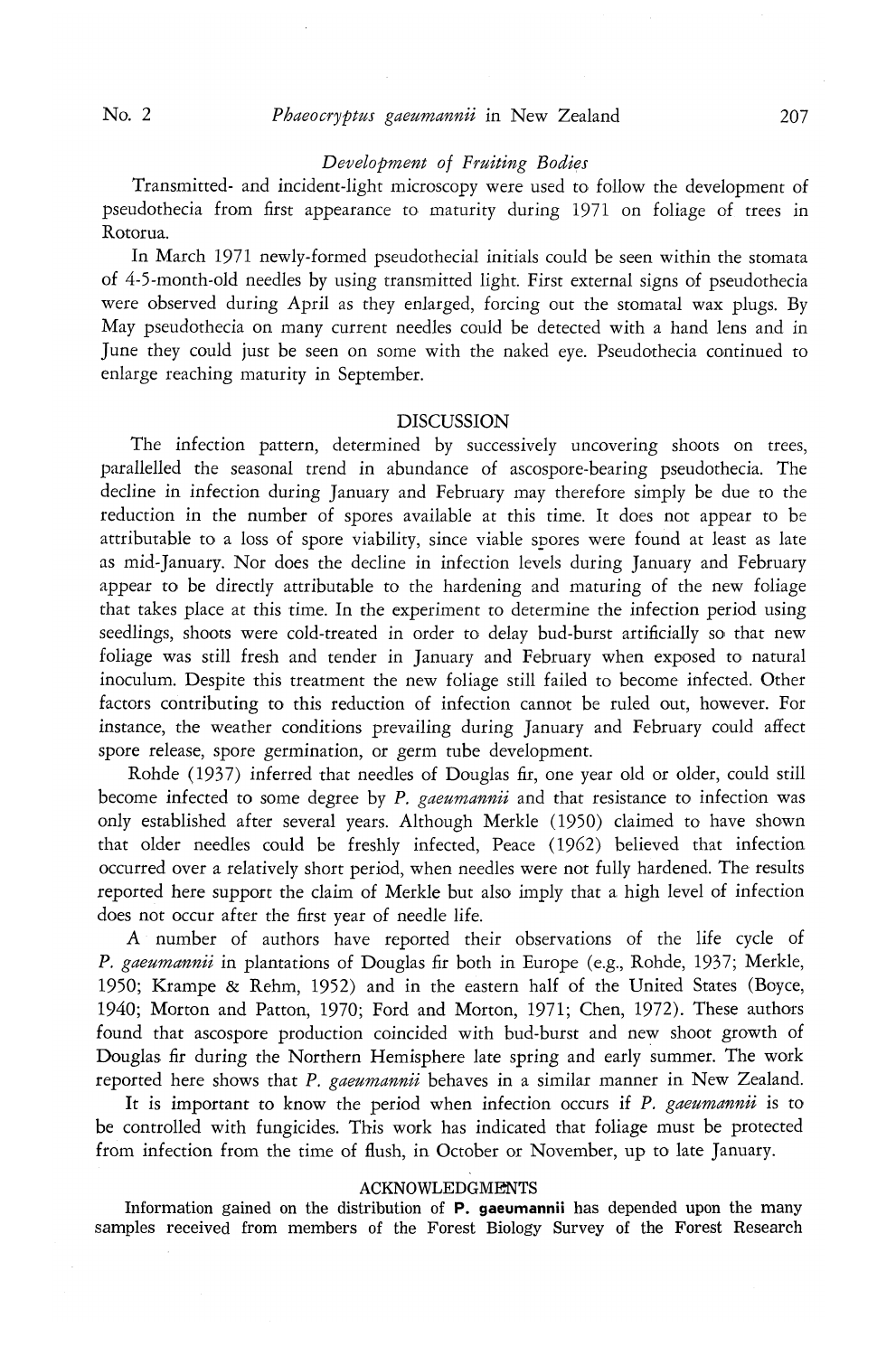### *Development of Fruiting Bodies*

Transmitted- and incident-light microscopy were used to follow the development of pseudothecia from first appearance to maturity during 1971 on foliage of trees in Rotorua.

In March 1971 newly-formed pseudothecial initials could be seen within the stomata of 4-5-month-old needles by using transmitted light. First external signs of pseudothecia were observed during April as they enlarged, forcing out the stomatal wax plugs. By May pseudothecia on many current needles could be detected with a hand lens and in June they could just be seen on some with the naked eye. Pseudothecia continued to enlarge reaching maturity in September.

## DISCUSSION

The infection pattern, determined by successively uncovering shoots on trees, parallelled the seasonal trend in abundance of ascospore-bearing pseudothecia. The decline in infection during January and February may therefore simply be due to the reduction in the number of spores available at this time. It does not appear to be attributable to a loss of spore viability, since viable spores were found at least as late as mid-January. Nor does the decline in infection levels during January and February appear to be directly attributable to the hardening and maturing of the new foliage that takes place at this time. In the experiment to determine the infection period using seedlings, shoots were cold-treated in order to delay bud-burst artificially so that new foliage was still fresh and tender in January and February when exposed to natural inoculum. Despite this treatment the new foliage still failed to become infected. Other factors contributing to this reduction of infection cannot be ruled out, however. For instance, the weather conditions prevailing during January and February could affect spore release, spore germination, or germ tube development.

Rohde (1937) inferred that needles of Douglas fir, one year old or older, could still become infected to some degree by *P. gaeumannii* and that resistance to infection was only established after several years. Although Merkle (1950) claimed to have shown that older needles could be freshly infected, Peace (1962) believed that infection occurred over a relatively short period, when needles were not fully hardened. The results reported here support the claim of Merkle but also imply that a high level of infection does not occur after the first year of needle life.

A number of authors have reported their observations of the life cycle of *P. gaeumannii* in plantations of Douglas fir both in Europe (e.g., Rohde, 1937; Merkle, 1950; Krampe & Rehm, 1952) and in the eastern half of the United States (Boyce, 1940; Morton and Patton, 1970; Ford and Morton, 1971; Chen, 1972). These authors found that ascospore production coincided with bud-burst and new shoot growth of Douglas fir during the Northern Hemisphere late spring and early summer. The work reported here shows that *P. gaeumannii* behaves in a similar manner in New Zealand.

It is important to know the period when infection occurs if *P. gaeumannii* is to be controlled with fungicides. This work has indicated that foliage must be protected from infection from the time of flush, in October or November, up to late January.

## ACKNOWLEDGMENTS

Information gained on the distribution of **P. gaeumannii** has depended upon the many samples received from members of the Forest Biology Survey of the Forest Research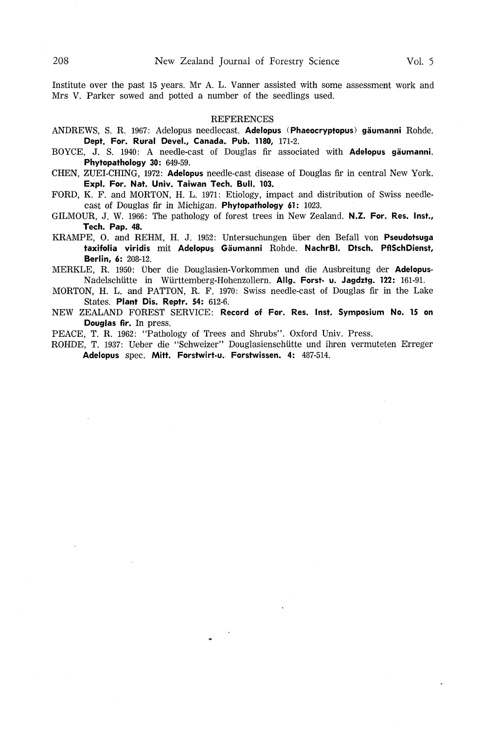Institute over the past 15 years. Mr A. L. Vanner assisted with some assessment work and Mrs V. Parker sowed and potted a number of the seedlings used.

## REFERENCES

ANDREWS, S. R. 1967: Adelopus needlecast. **Adelopus (Phaeocryptopus) gäumanni** Rohde. **Dept. For. Rural Devel., Canada. Pub. 1180,** 171-2.

BOYCE, J. S. 1940: A needle-cast of Douglas fir associated with **Adelopus gäumanni. Phytopathology 30:** 649-59.

CHEN, ZUEI-CHING, 1972: **Adelopus** needle-cast disease of Douglas fir in central New York. **Expl. For. Nat. Univ. Taiwan Tech. Bull. 103.**

FORD, K. F. and MORTON, H. L. 1971: Etiology, impact and distribution of Swiss needle-cast of Douglas fir in Michigan. **Phytopathology 61:** 1023.

GILMOUR, J. W. 1966: The pathology of forest trees in New Zealand. **N.Z. For. Res. Inst., Tech. Pap. 48.**

KRAMPE, O. and REHM, H. J. 1952: Untersuchungen über den Befall von **Pseudotsuga taxifolia viridis** mit **Adelopus Gäumanni** Rohde. **NachrBl. Dtsch. PflSchDienst, Berlin, 6:** 208-12.

MERKLE, R. 1950: Über die Douglasien-Vorkommen und die Ausbreitung der **Adelopus**-Nadelschütte in Württemberg-Hohenzollern. **Allg. Forst- u. Jagdztg. 122:** 161-91.

MORTON, H. L. and PATTON, R. F. 1970: Swiss needle-cast of Douglas fir in the Lake States. **Plant Dis. Reptr. 54:** 612-6.

NEW ZEALAND FOREST SERVICE: **Record of For. Res. Inst. Symposium No. 15 on Douglas fir.** In press.

PEACE, T. R. 1962: "Pathology of Trees and Shrubs". Oxford Univ. Press.

ROHDE, T. 1937: Ueber die "Schweizer" Douglasienschütte und ihren vermuteten Erreger **Adelopus** spec. **Mitt. Forstwirt-u. Forstwissen. 4:** 487-514.